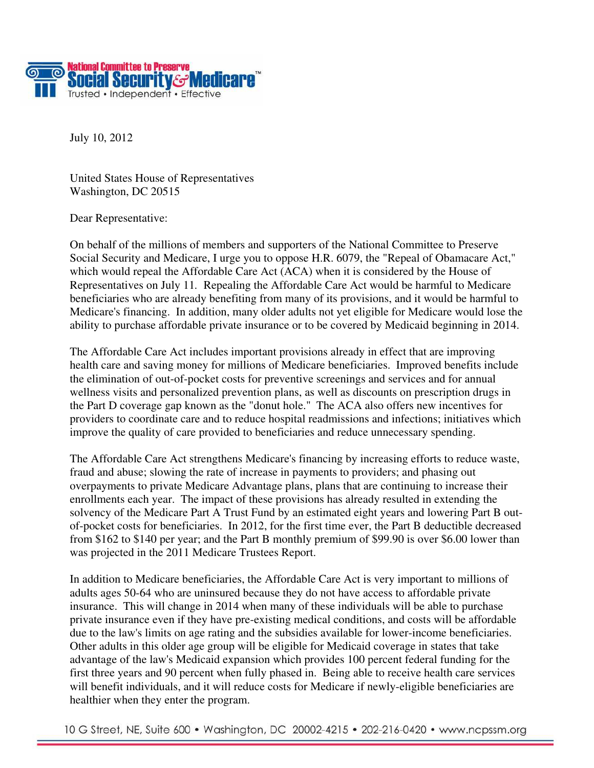National Committee to Preserve **Social Security & Medicare**™
Trusted • Independent • Effective

July 10, 2012

United States House of Representatives
Washington, DC 20515

Dear Representative:

On behalf of the millions of members and supporters of the National Committee to Preserve Social Security and Medicare, I urge you to oppose H.R. 6079, the "Repeal of Obamacare Act," which would repeal the Affordable Care Act (ACA) when it is considered by the House of Representatives on July 11. Repealing the Affordable Care Act would be harmful to Medicare beneficiaries who are already benefiting from many of its provisions, and it would be harmful to Medicare's financing. In addition, many older adults not yet eligible for Medicare would lose the ability to purchase affordable private insurance or to be covered by Medicaid beginning in 2014.

The Affordable Care Act includes important provisions already in effect that are improving health care and saving money for millions of Medicare beneficiaries. Improved benefits include the elimination of out-of-pocket costs for preventive screenings and services and for annual wellness visits and personalized prevention plans, as well as discounts on prescription drugs in the Part D coverage gap known as the "donut hole." The ACA also offers new incentives for providers to coordinate care and to reduce hospital readmissions and infections; initiatives which improve the quality of care provided to beneficiaries and reduce unnecessary spending.

The Affordable Care Act strengthens Medicare's financing by increasing efforts to reduce waste, fraud and abuse; slowing the rate of increase in payments to providers; and phasing out overpayments to private Medicare Advantage plans, plans that are continuing to increase their enrollments each year. The impact of these provisions has already resulted in extending the solvency of the Medicare Part A Trust Fund by an estimated eight years and lowering Part B out-of-pocket costs for beneficiaries. In 2012, for the first time ever, the Part B deductible decreased from $162 to $140 per year; and the Part B monthly premium of $99.90 is over $6.00 lower than was projected in the 2011 Medicare Trustees Report.

In addition to Medicare beneficiaries, the Affordable Care Act is very important to millions of adults ages 50-64 who are uninsured because they do not have access to affordable private insurance. This will change in 2014 when many of these individuals will be able to purchase private insurance even if they have pre-existing medical conditions, and costs will be affordable due to the law's limits on age rating and the subsidies available for lower-income beneficiaries. Other adults in this older age group will be eligible for Medicaid coverage in states that take advantage of the law's Medicaid expansion which provides 100 percent federal funding for the first three years and 90 percent when fully phased in. Being able to receive health care services will benefit individuals, and it will reduce costs for Medicare if newly-eligible beneficiaries are healthier when they enter the program.

10 G Street, NE, Suite 600 • Washington, DC 20002-4215 • 202-216-0420 • www.ncpssm.org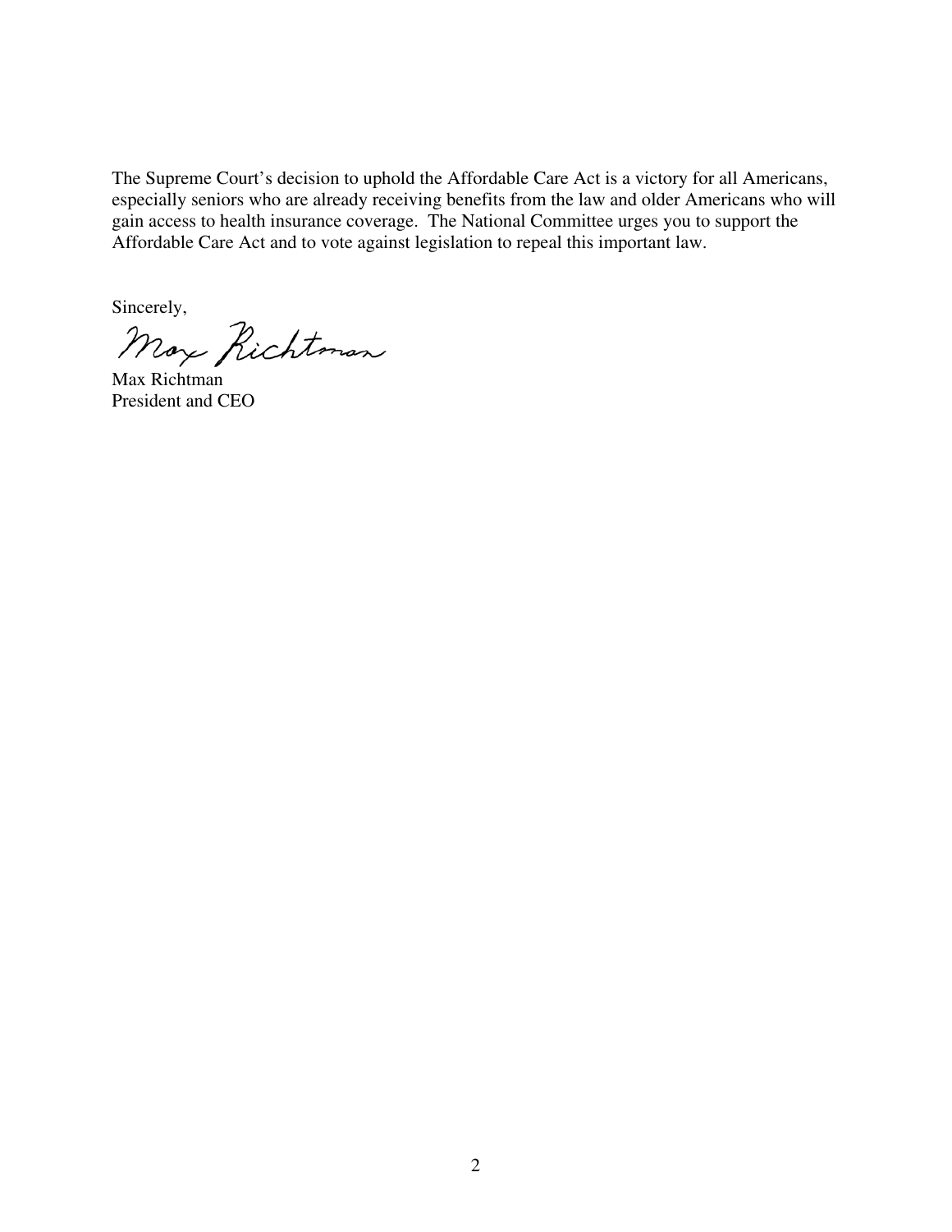The Supreme Court's decision to uphold the Affordable Care Act is a victory for all Americans, especially seniors who are already receiving benefits from the law and older Americans who will gain access to health insurance coverage. The National Committee urges you to support the Affordable Care Act and to vote against legislation to repeal this important law.

Sincerely,

Max Richtman

Max Richtman
President and CEO